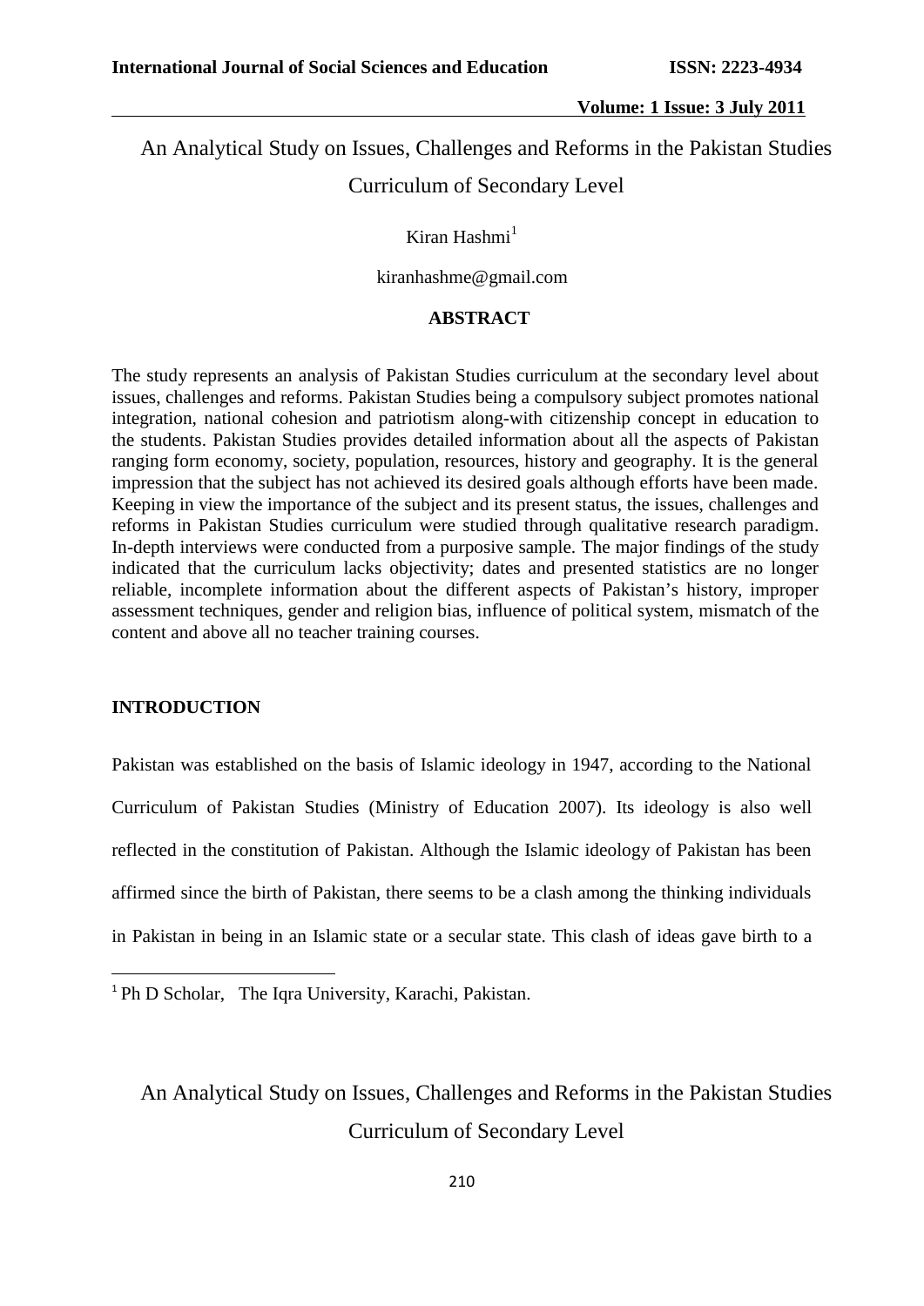# An Analytical Study on Issues, Challenges and Reforms in the Pakistan Studies Curriculum of Secondary Level

Kiran Hashmi[1]

kiranhashme@gmail.com

## ABSTRACT

The study represents an analysis of Pakistan Studies curriculum at the secondary level about issues, challenges and reforms. Pakistan Studies being a compulsory subject promotes national integration, national cohesion and patriotism along-with citizenship concept in education to the students. Pakistan Studies provides detailed information about all the aspects of Pakistan ranging form economy, society, population, resources, history and geography. It is the general impression that the subject has not achieved its desired goals although efforts have been made. Keeping in view the importance of the subject and its present status, the issues, challenges and reforms in Pakistan Studies curriculum were studied through qualitative research paradigm. In-depth interviews were conducted from a purposive sample. The major findings of the study indicated that the curriculum lacks objectivity; dates and presented statistics are no longer reliable, incomplete information about the different aspects of Pakistan's history, improper assessment techniques, gender and religion bias, influence of political system, mismatch of the content and above all no teacher training courses.

## INTRODUCTION

Pakistan was established on the basis of Islamic ideology in 1947, according to the National Curriculum of Pakistan Studies (Ministry of Education 2007). Its ideology is also well reflected in the constitution of Pakistan. Although the Islamic ideology of Pakistan has been affirmed since the birth of Pakistan, there seems to be a clash among the thinking individuals in Pakistan in being in an Islamic state or a secular state. This clash of ideas gave birth to a

[1] Ph D Scholar, The Iqra University, Karachi, Pakistan.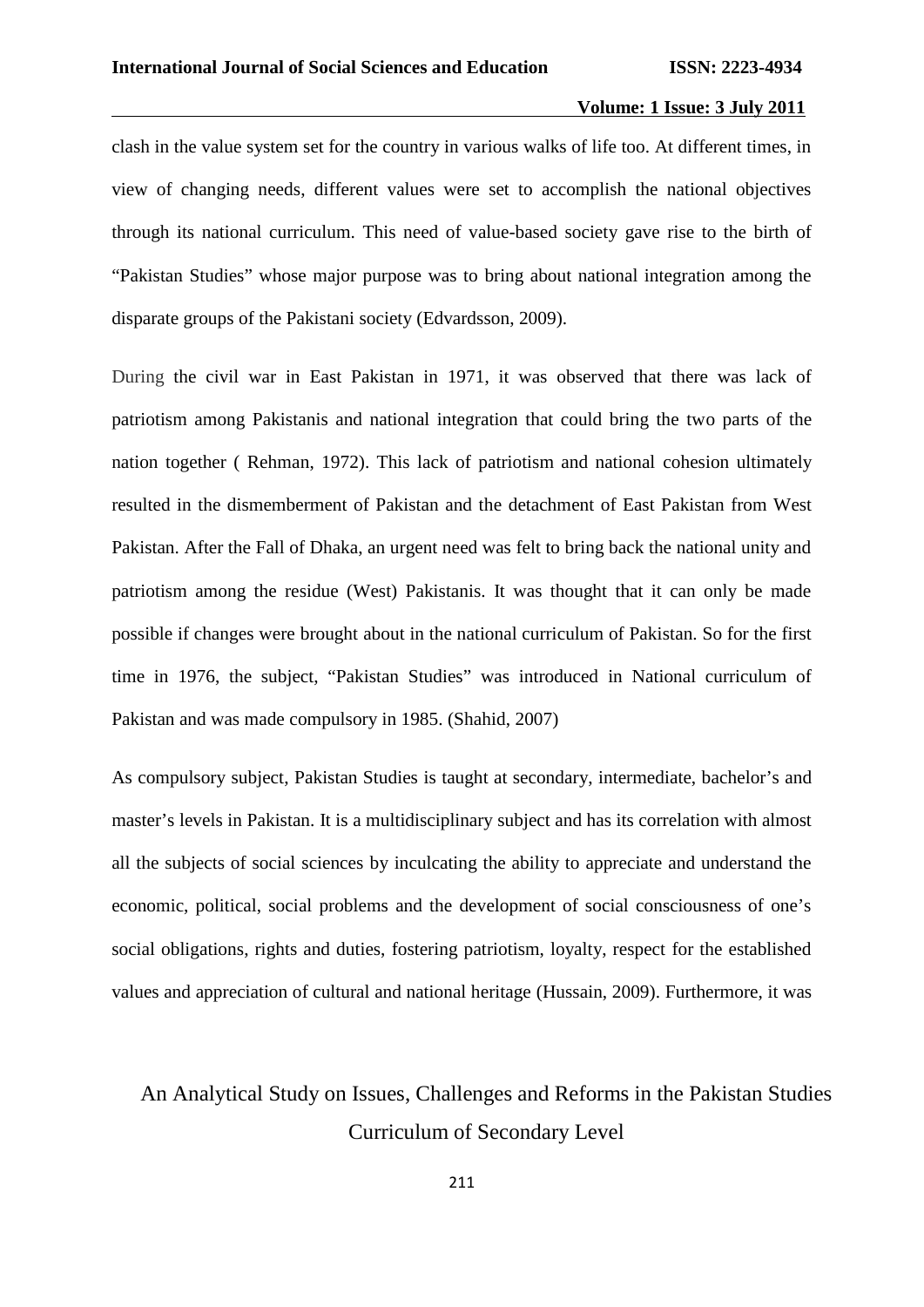clash in the value system set for the country in various walks of life too. At different times, in view of changing needs, different values were set to accomplish the national objectives through its national curriculum. This need of value-based society gave rise to the birth of "Pakistan Studies" whose major purpose was to bring about national integration among the disparate groups of the Pakistani society (Edvardsson, 2009).

During the civil war in East Pakistan in 1971, it was observed that there was lack of patriotism among Pakistanis and national integration that could bring the two parts of the nation together ( Rehman, 1972). This lack of patriotism and national cohesion ultimately resulted in the dismemberment of Pakistan and the detachment of East Pakistan from West Pakistan. After the Fall of Dhaka, an urgent need was felt to bring back the national unity and patriotism among the residue (West) Pakistanis. It was thought that it can only be made possible if changes were brought about in the national curriculum of Pakistan. So for the first time in 1976, the subject, "Pakistan Studies" was introduced in National curriculum of Pakistan and was made compulsory in 1985. (Shahid, 2007)

As compulsory subject, Pakistan Studies is taught at secondary, intermediate, bachelor's and master's levels in Pakistan. It is a multidisciplinary subject and has its correlation with almost all the subjects of social sciences by inculcating the ability to appreciate and understand the economic, political, social problems and the development of social consciousness of one's social obligations, rights and duties, fostering patriotism, loyalty, respect for the established values and appreciation of cultural and national heritage (Hussain, 2009). Furthermore, it was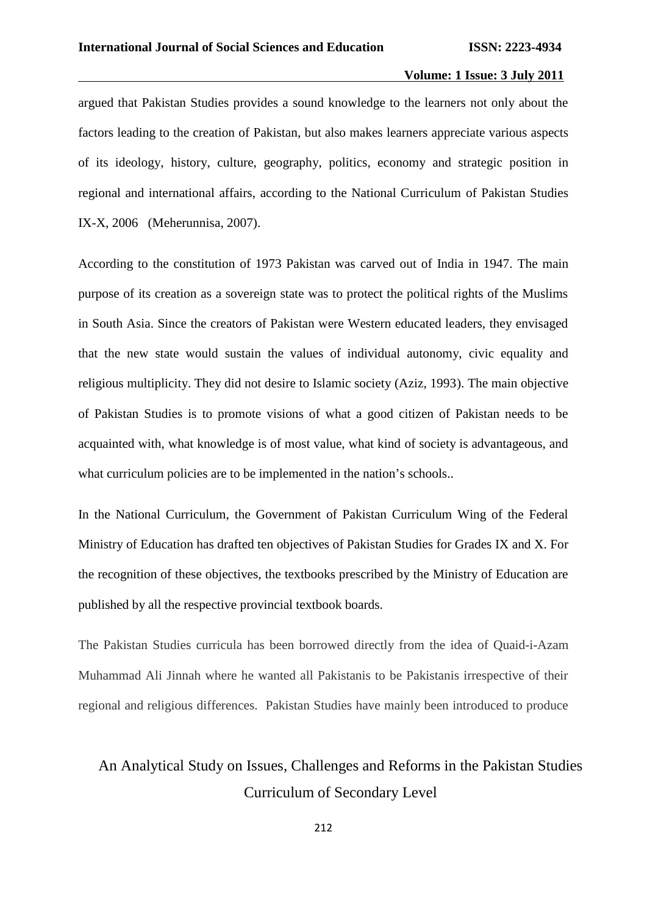argued that Pakistan Studies provides a sound knowledge to the learners not only about the factors leading to the creation of Pakistan, but also makes learners appreciate various aspects of its ideology, history, culture, geography, politics, economy and strategic position in regional and international affairs, according to the National Curriculum of Pakistan Studies IX-X, 2006 (Meherunnisa, 2007).

According to the constitution of 1973 Pakistan was carved out of India in 1947. The main purpose of its creation as a sovereign state was to protect the political rights of the Muslims in South Asia. Since the creators of Pakistan were Western educated leaders, they envisaged that the new state would sustain the values of individual autonomy, civic equality and religious multiplicity. They did not desire to Islamic society (Aziz, 1993). The main objective of Pakistan Studies is to promote visions of what a good citizen of Pakistan needs to be acquainted with, what knowledge is of most value, what kind of society is advantageous, and what curriculum policies are to be implemented in the nation's schools..

In the National Curriculum, the Government of Pakistan Curriculum Wing of the Federal Ministry of Education has drafted ten objectives of Pakistan Studies for Grades IX and X. For the recognition of these objectives, the textbooks prescribed by the Ministry of Education are published by all the respective provincial textbook boards.

The Pakistan Studies curricula has been borrowed directly from the idea of Quaid-i-Azam Muhammad Ali Jinnah where he wanted all Pakistanis to be Pakistanis irrespective of their regional and religious differences. Pakistan Studies have mainly been introduced to produce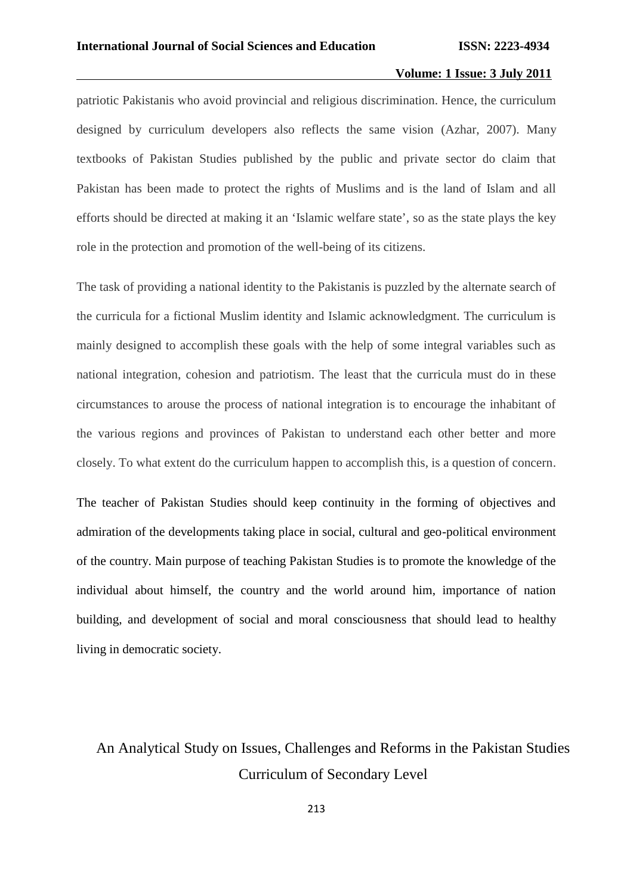patriotic Pakistanis who avoid provincial and religious discrimination. Hence, the curriculum designed by curriculum developers also reflects the same vision (Azhar, 2007). Many textbooks of Pakistan Studies published by the public and private sector do claim that Pakistan has been made to protect the rights of Muslims and is the land of Islam and all efforts should be directed at making it an 'Islamic welfare state', so as the state plays the key role in the protection and promotion of the well-being of its citizens.

The task of providing a national identity to the Pakistanis is puzzled by the alternate search of the curricula for a fictional Muslim identity and Islamic acknowledgment. The curriculum is mainly designed to accomplish these goals with the help of some integral variables such as national integration, cohesion and patriotism. The least that the curricula must do in these circumstances to arouse the process of national integration is to encourage the inhabitant of the various regions and provinces of Pakistan to understand each other better and more closely. To what extent do the curriculum happen to accomplish this, is a question of concern.

The teacher of Pakistan Studies should keep continuity in the forming of objectives and admiration of the developments taking place in social, cultural and geo-political environment of the country. Main purpose of teaching Pakistan Studies is to promote the knowledge of the individual about himself, the country and the world around him, importance of nation building, and development of social and moral consciousness that should lead to healthy living in democratic society.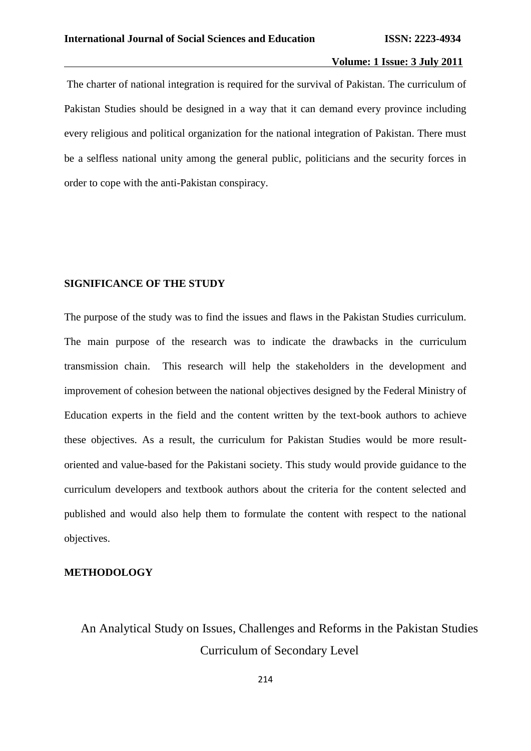The charter of national integration is required for the survival of Pakistan. The curriculum of Pakistan Studies should be designed in a way that it can demand every province including every religious and political organization for the national integration of Pakistan. There must be a selfless national unity among the general public, politicians and the security forces in order to cope with the anti-Pakistan conspiracy.

## SIGNIFICANCE OF THE STUDY

The purpose of the study was to find the issues and flaws in the Pakistan Studies curriculum. The main purpose of the research was to indicate the drawbacks in the curriculum transmission chain. This research will help the stakeholders in the development and improvement of cohesion between the national objectives designed by the Federal Ministry of Education experts in the field and the content written by the text-book authors to achieve these objectives. As a result, the curriculum for Pakistan Studies would be more result-oriented and value-based for the Pakistani society. This study would provide guidance to the curriculum developers and textbook authors about the criteria for the content selected and published and would also help them to formulate the content with respect to the national objectives.

## METHODOLOGY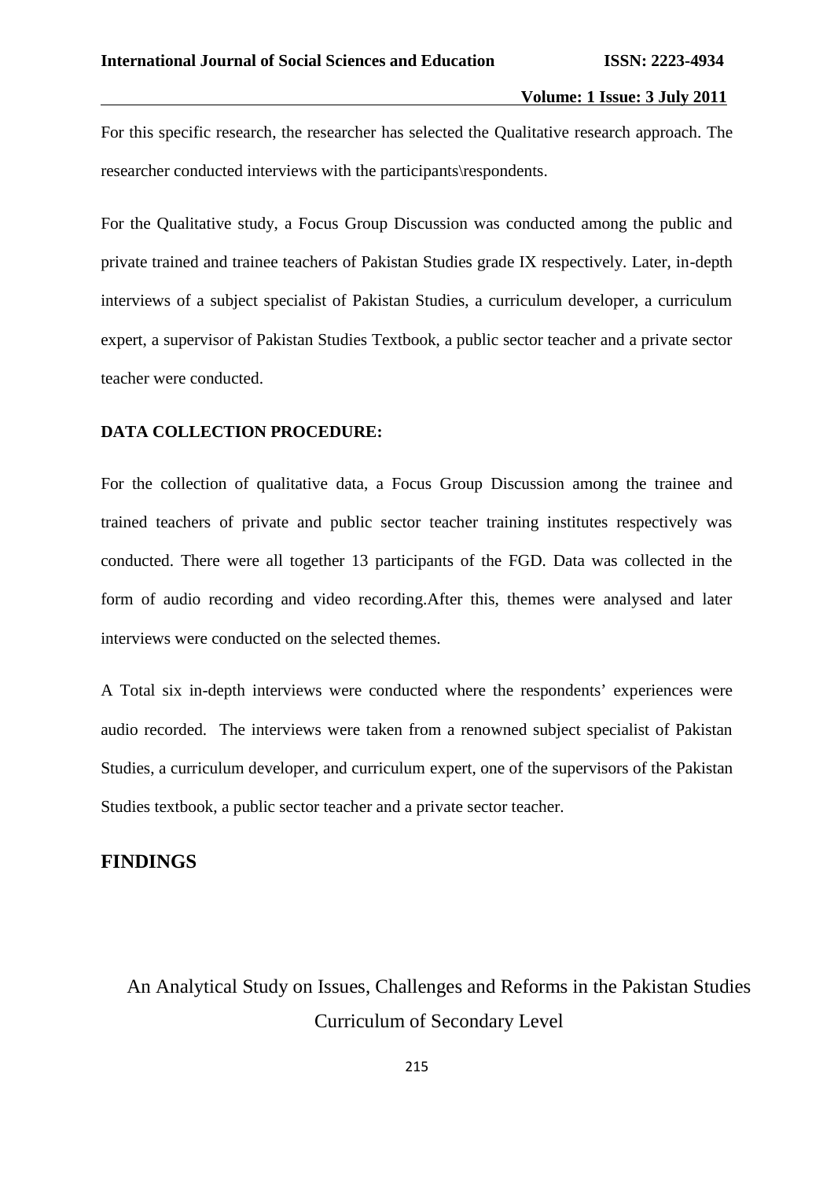For this specific research, the researcher has selected the Qualitative research approach. The researcher conducted interviews with the participants\respondents.

For the Qualitative study, a Focus Group Discussion was conducted among the public and private trained and trainee teachers of Pakistan Studies grade IX respectively. Later, in-depth interviews of a subject specialist of Pakistan Studies, a curriculum developer, a curriculum expert, a supervisor of Pakistan Studies Textbook, a public sector teacher and a private sector teacher were conducted.

**DATA COLLECTION PROCEDURE:**

For the collection of qualitative data, a Focus Group Discussion among the trainee and trained teachers of private and public sector teacher training institutes respectively was conducted. There were all together 13 participants of the FGD. Data was collected in the form of audio recording and video recording.After this, themes were analysed and later interviews were conducted on the selected themes.

A Total six in-depth interviews were conducted where the respondents' experiences were audio recorded. The interviews were taken from a renowned subject specialist of Pakistan Studies, a curriculum developer, and curriculum expert, one of the supervisors of the Pakistan Studies textbook, a public sector teacher and a private sector teacher.

## FINDINGS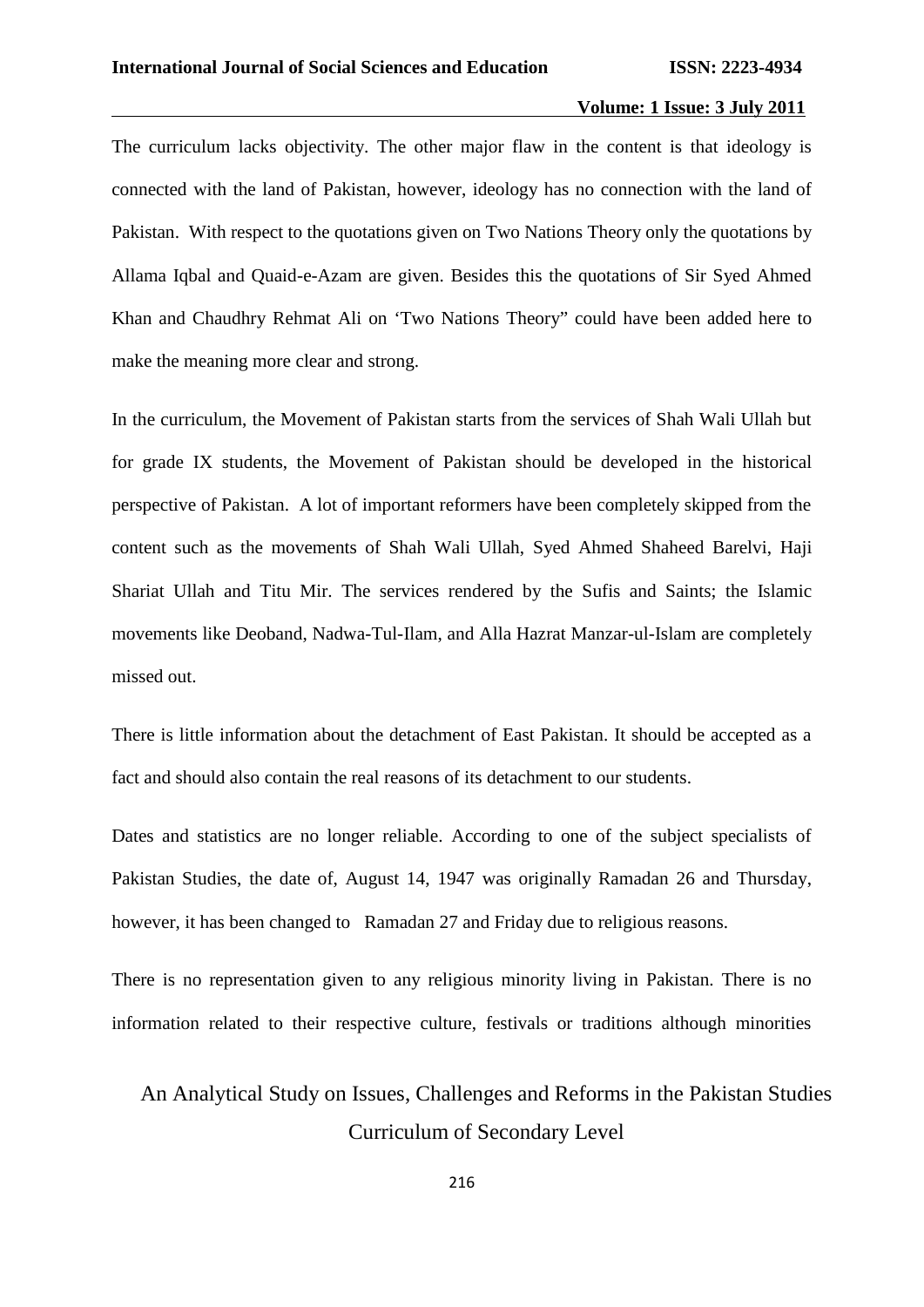The curriculum lacks objectivity. The other major flaw in the content is that ideology is connected with the land of Pakistan, however, ideology has no connection with the land of Pakistan. With respect to the quotations given on Two Nations Theory only the quotations by Allama Iqbal and Quaid-e-Azam are given. Besides this the quotations of Sir Syed Ahmed Khan and Chaudhry Rehmat Ali on 'Two Nations Theory" could have been added here to make the meaning more clear and strong.

In the curriculum, the Movement of Pakistan starts from the services of Shah Wali Ullah but for grade IX students, the Movement of Pakistan should be developed in the historical perspective of Pakistan. A lot of important reformers have been completely skipped from the content such as the movements of Shah Wali Ullah, Syed Ahmed Shaheed Barelvi, Haji Shariat Ullah and Titu Mir. The services rendered by the Sufis and Saints; the Islamic movements like Deoband, Nadwa-Tul-Ilam, and Alla Hazrat Manzar-ul-Islam are completely missed out.

There is little information about the detachment of East Pakistan. It should be accepted as a fact and should also contain the real reasons of its detachment to our students.

Dates and statistics are no longer reliable. According to one of the subject specialists of Pakistan Studies, the date of, August 14, 1947 was originally Ramadan 26 and Thursday, however, it has been changed to Ramadan 27 and Friday due to religious reasons.

There is no representation given to any religious minority living in Pakistan. There is no information related to their respective culture, festivals or traditions although minorities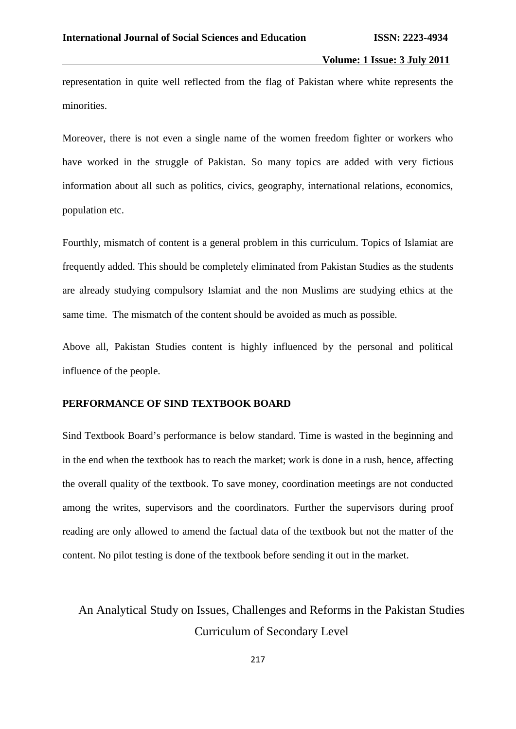representation in quite well reflected from the flag of Pakistan where white represents the minorities.

Moreover, there is not even a single name of the women freedom fighter or workers who have worked in the struggle of Pakistan. So many topics are added with very fictious information about all such as politics, civics, geography, international relations, economics, population etc.

Fourthly, mismatch of content is a general problem in this curriculum. Topics of Islamiat are frequently added. This should be completely eliminated from Pakistan Studies as the students are already studying compulsory Islamiat and the non Muslims are studying ethics at the same time. The mismatch of the content should be avoided as much as possible.

Above all, Pakistan Studies content is highly influenced by the personal and political influence of the people.

**PERFORMANCE OF SIND TEXTBOOK BOARD**

Sind Textbook Board's performance is below standard. Time is wasted in the beginning and in the end when the textbook has to reach the market; work is done in a rush, hence, affecting the overall quality of the textbook. To save money, coordination meetings are not conducted among the writes, supervisors and the coordinators. Further the supervisors during proof reading are only allowed to amend the factual data of the textbook but not the matter of the content. No pilot testing is done of the textbook before sending it out in the market.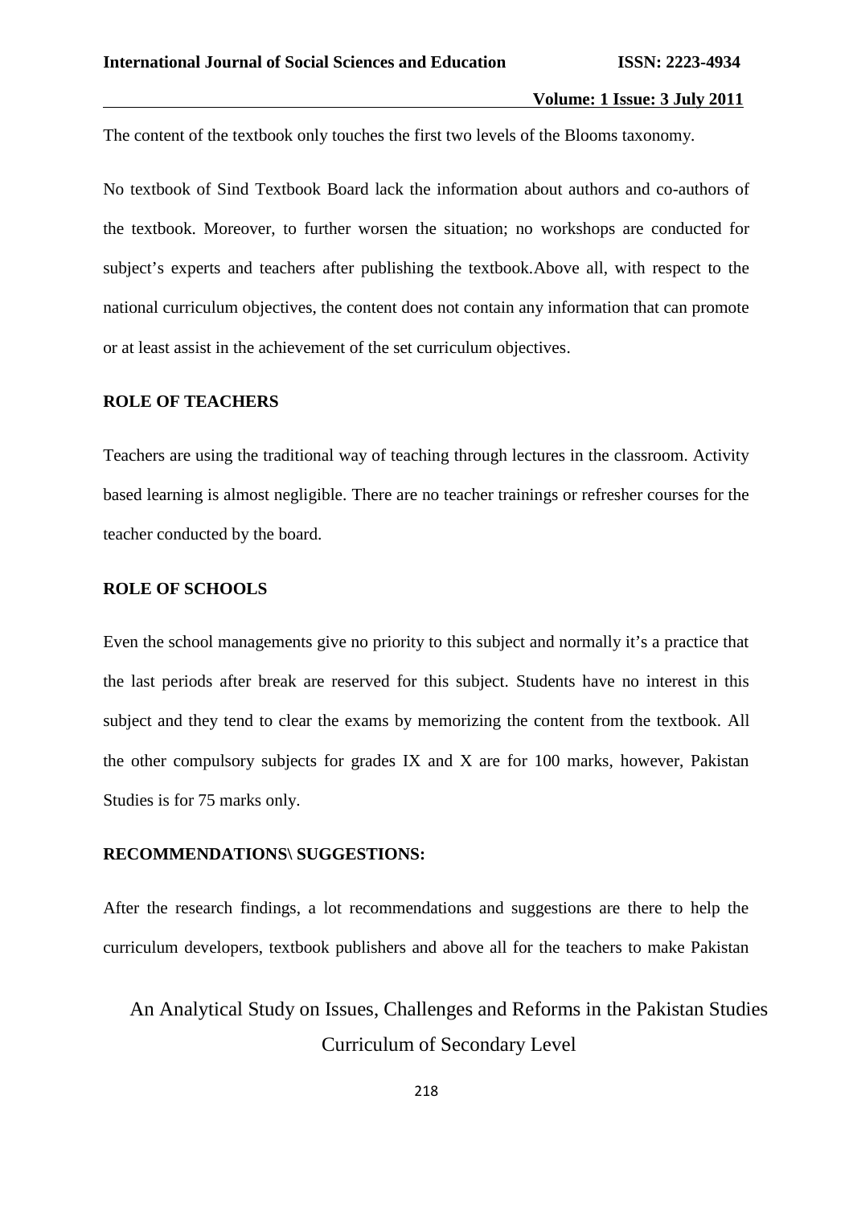The content of the textbook only touches the first two levels of the Blooms taxonomy.

No textbook of Sind Textbook Board lack the information about authors and co-authors of the textbook. Moreover, to further worsen the situation; no workshops are conducted for subject's experts and teachers after publishing the textbook.Above all, with respect to the national curriculum objectives, the content does not contain any information that can promote or at least assist in the achievement of the set curriculum objectives.

## ROLE OF TEACHERS

Teachers are using the traditional way of teaching through lectures in the classroom. Activity based learning is almost negligible. There are no teacher trainings or refresher courses for the teacher conducted by the board.

## ROLE OF SCHOOLS

Even the school managements give no priority to this subject and normally it's a practice that the last periods after break are reserved for this subject. Students have no interest in this subject and they tend to clear the exams by memorizing the content from the textbook. All the other compulsory subjects for grades IX and X are for 100 marks, however, Pakistan Studies is for 75 marks only.

## RECOMMENDATIONS\ SUGGESTIONS:

After the research findings, a lot recommendations and suggestions are there to help the curriculum developers, textbook publishers and above all for the teachers to make Pakistan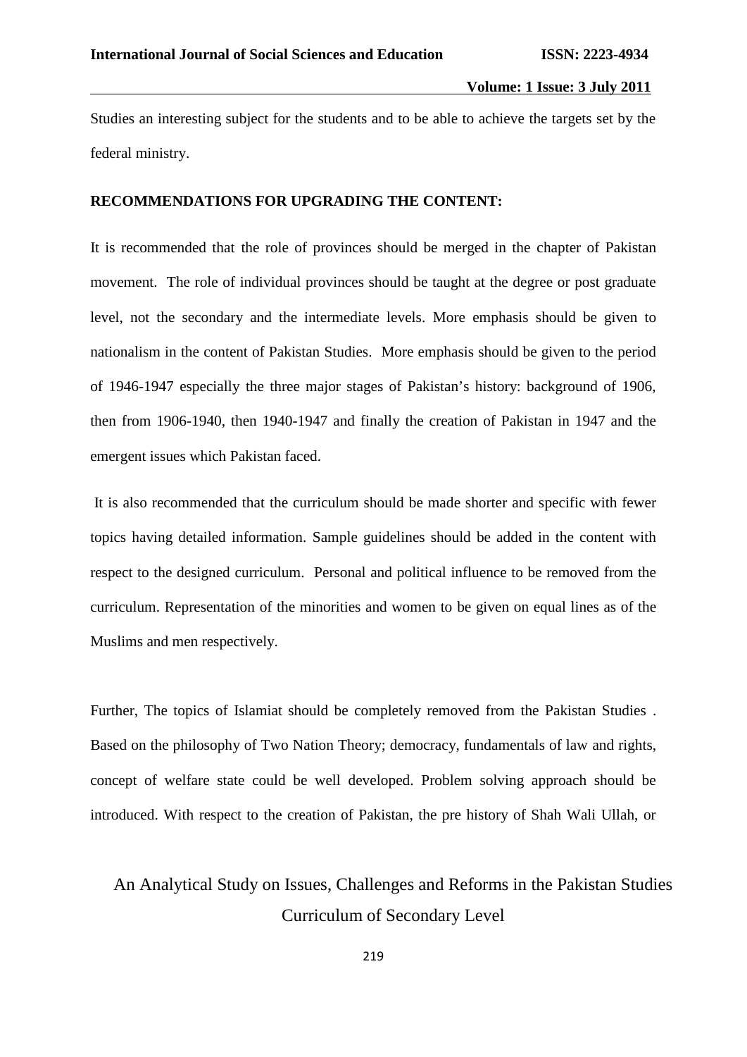Studies an interesting subject for the students and to be able to achieve the targets set by the federal ministry.

**RECOMMENDATIONS FOR UPGRADING THE CONTENT:**

It is recommended that the role of provinces should be merged in the chapter of Pakistan movement. The role of individual provinces should be taught at the degree or post graduate level, not the secondary and the intermediate levels. More emphasis should be given to nationalism in the content of Pakistan Studies. More emphasis should be given to the period of 1946-1947 especially the three major stages of Pakistan's history: background of 1906, then from 1906-1940, then 1940-1947 and finally the creation of Pakistan in 1947 and the emergent issues which Pakistan faced.

It is also recommended that the curriculum should be made shorter and specific with fewer topics having detailed information. Sample guidelines should be added in the content with respect to the designed curriculum. Personal and political influence to be removed from the curriculum. Representation of the minorities and women to be given on equal lines as of the Muslims and men respectively.

Further, The topics of Islamiat should be completely removed from the Pakistan Studies . Based on the philosophy of Two Nation Theory; democracy, fundamentals of law and rights, concept of welfare state could be well developed. Problem solving approach should be introduced. With respect to the creation of Pakistan, the pre history of Shah Wali Ullah, or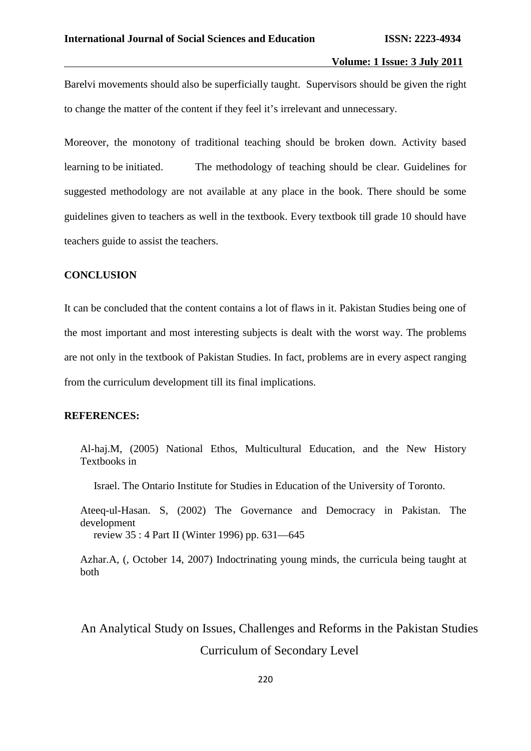Barelvi movements should also be superficially taught. Supervisors should be given the right to change the matter of the content if they feel it's irrelevant and unnecessary.

Moreover, the monotony of traditional teaching should be broken down. Activity based learning to be initiated. The methodology of teaching should be clear. Guidelines for suggested methodology are not available at any place in the book. There should be some guidelines given to teachers as well in the textbook. Every textbook till grade 10 should have teachers guide to assist the teachers.

## CONCLUSION

It can be concluded that the content contains a lot of flaws in it. Pakistan Studies being one of the most important and most interesting subjects is dealt with the worst way. The problems are not only in the textbook of Pakistan Studies. In fact, problems are in every aspect ranging from the curriculum development till its final implications.

## REFERENCES:

Al-haj.M, (2005) National Ethos, Multicultural Education, and the New History Textbooks in

Israel. The Ontario Institute for Studies in Education of the University of Toronto.

Ateeq-ul-Hasan. S, (2002) The Governance and Democracy in Pakistan. The development review 35 : 4 Part II (Winter 1996) pp. 631—645

Azhar.A, (, October 14, 2007) Indoctrinating young minds, the curricula being taught at both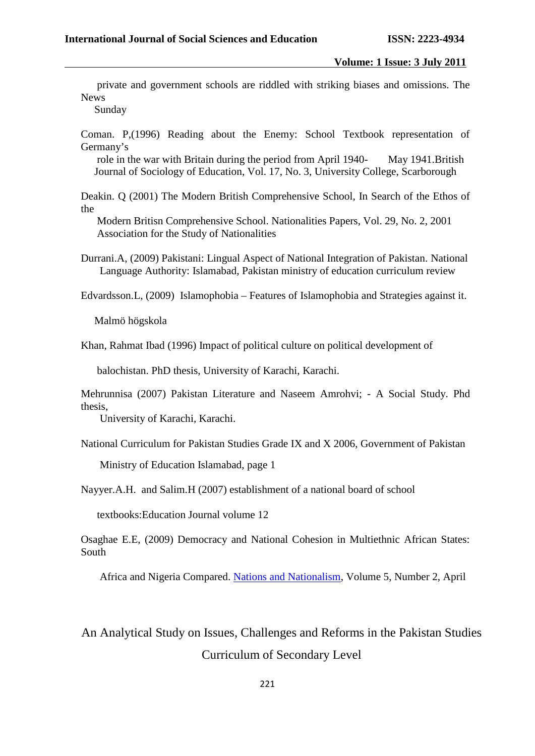private and government schools are riddled with striking biases and omissions. The News Sunday

Coman. P,(1996) Reading about the Enemy: School Textbook representation of Germany's role in the war with Britain during the period from April 1940- May 1941.British Journal of Sociology of Education, Vol. 17, No. 3, University College, Scarborough

Deakin. Q (2001) The Modern British Comprehensive School, In Search of the Ethos of the Modern Britisn Comprehensive School. Nationalities Papers, Vol. 29, No. 2, 2001 Association for the Study of Nationalities

Durrani.A, (2009) Pakistani: Lingual Aspect of National Integration of Pakistan. National Language Authority: Islamabad, Pakistan ministry of education curriculum review

Edvardsson.L, (2009) Islamophobia – Features of Islamophobia and Strategies against it. Malmö högskola

Khan, Rahmat Ibad (1996) Impact of political culture on political development of balochistan. PhD thesis, University of Karachi, Karachi.

Mehrunnisa (2007) Pakistan Literature and Naseem Amrohvi; - A Social Study. Phd thesis, University of Karachi, Karachi.

National Curriculum for Pakistan Studies Grade IX and X 2006, Government of Pakistan Ministry of Education Islamabad, page 1

Nayyer.A.H. and Salim.H (2007) establishment of a national board of school textbooks:Education Journal volume 12

Osaghae E.E, (2009) Democracy and National Cohesion in Multiethnic African States: South Africa and Nigeria Compared. Nations and Nationalism, Volume 5, Number 2, April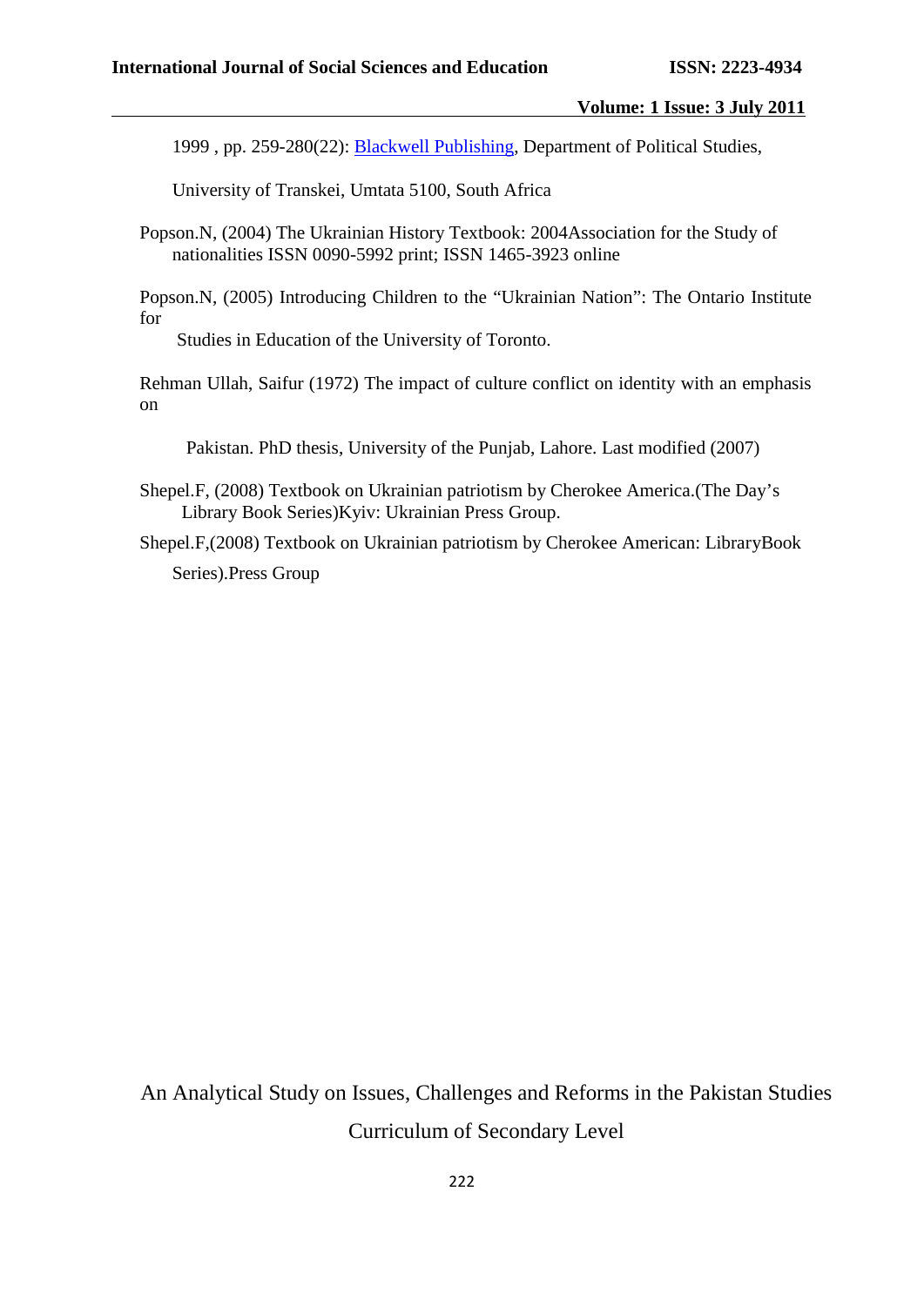1999 , pp. 259-280(22): Blackwell Publishing, Department of Political Studies, University of Transkei, Umtata 5100, South Africa

Popson.N, (2004) The Ukrainian History Textbook: 2004Association for the Study of nationalities ISSN 0090-5992 print; ISSN 1465-3923 online

Popson.N, (2005) Introducing Children to the "Ukrainian Nation": The Ontario Institute for Studies in Education of the University of Toronto.

Rehman Ullah, Saifur (1972) The impact of culture conflict on identity with an emphasis on Pakistan. PhD thesis, University of the Punjab, Lahore. Last modified (2007)

Shepel.F, (2008) Textbook on Ukrainian patriotism by Cherokee America.(The Day's Library Book Series)Kyiv: Ukrainian Press Group.

Shepel.F,(2008) Textbook on Ukrainian patriotism by Cherokee American: LibraryBook Series).Press Group